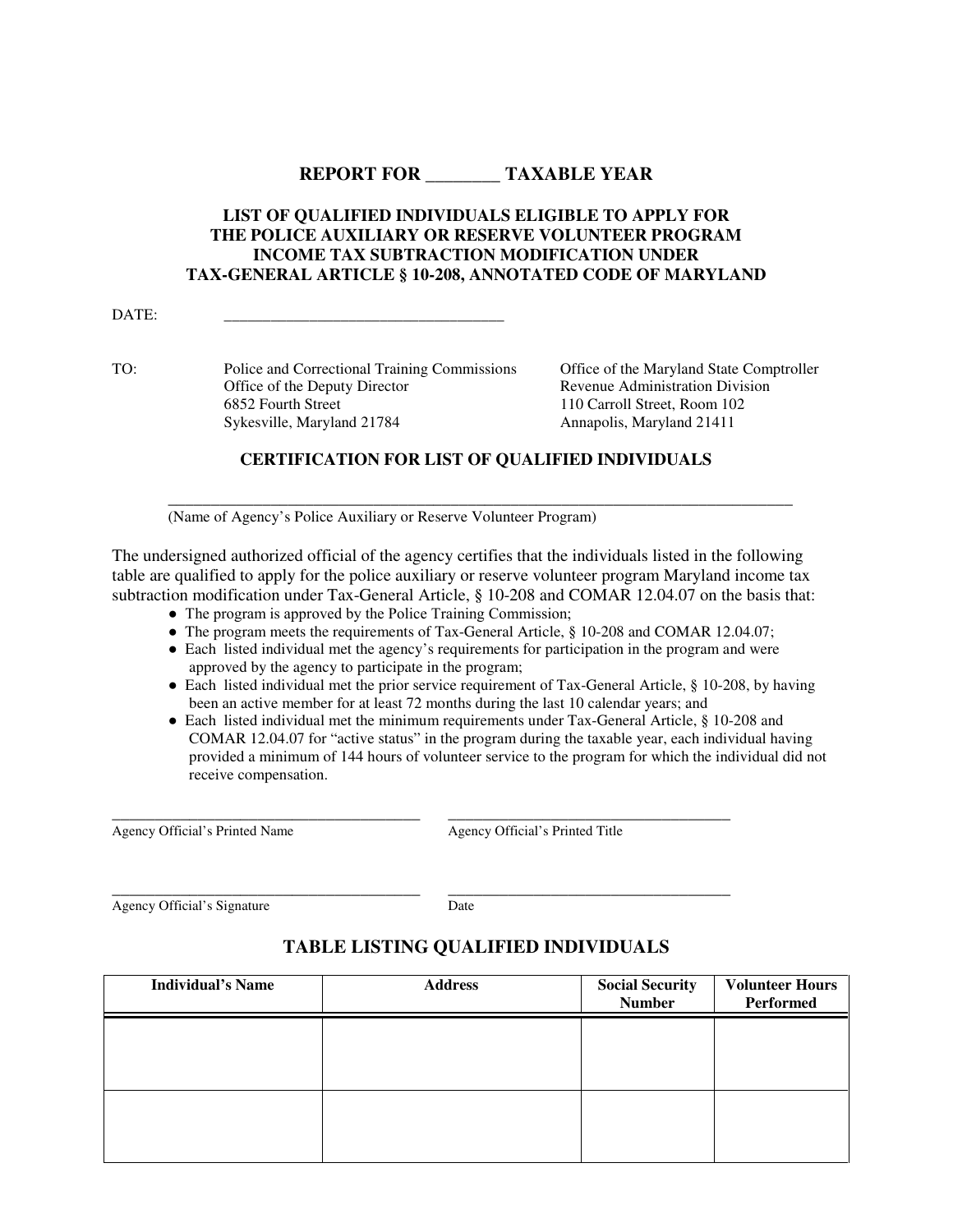## REPORT FOR ________ TAXABLE YEAR

### LIST OF QUALIFIED INDIVIDUALS ELIGIBLE TO APPLY FOR THE POLICE AUXILIARY OR RESERVE VOLUNTEER PROGRAM INCOME TAX SUBTRACTION MODIFICATION UNDER TAX-GENERAL ARTICLE § 10-208, ANNOTATED CODE OF MARYLAND

DATE: ____________________________________

TO:

Police and Correctional Training Commissions
Office of the Deputy Director
6852 Fourth Street
Sykesville, Maryland 21784

Office of the Maryland State Comptroller
Revenue Administration Division
110 Carroll Street, Room 102
Annapolis, Maryland 21411

### CERTIFICATION FOR LIST OF QUALIFIED INDIVIDUALS

________________________________________________________________________________
(Name of Agency's Police Auxiliary or Reserve Volunteer Program)

The undersigned authorized official of the agency certifies that the individuals listed in the following table are qualified to apply for the police auxiliary or reserve volunteer program Maryland income tax subtraction modification under Tax-General Article, § 10-208 and COMAR 12.04.07 on the basis that:

- The program is approved by the Police Training Commission;
- The program meets the requirements of Tax-General Article, § 10-208 and COMAR 12.04.07;
- Each listed individual met the agency's requirements for participation in the program and were approved by the agency to participate in the program;
- Each listed individual met the prior service requirement of Tax-General Article, § 10-208, by having been an active member for at least 72 months during the last 10 calendar years; and
- Each listed individual met the minimum requirements under Tax-General Article, § 10-208 and COMAR 12.04.07 for "active status" in the program during the taxable year, each individual having provided a minimum of 144 hours of volunteer service to the program for which the individual did not receive compensation.

________________________________________ ____________________________________
Agency Official's Printed Name Agency Official's Printed Title

________________________________________ ____________________________________
Agency Official's Signature Date

### TABLE LISTING QUALIFIED INDIVIDUALS

| Individual's Name | Address | Social Security Number | Volunteer Hours Performed |
|---|---|---|---|
| | | | |
| | | | |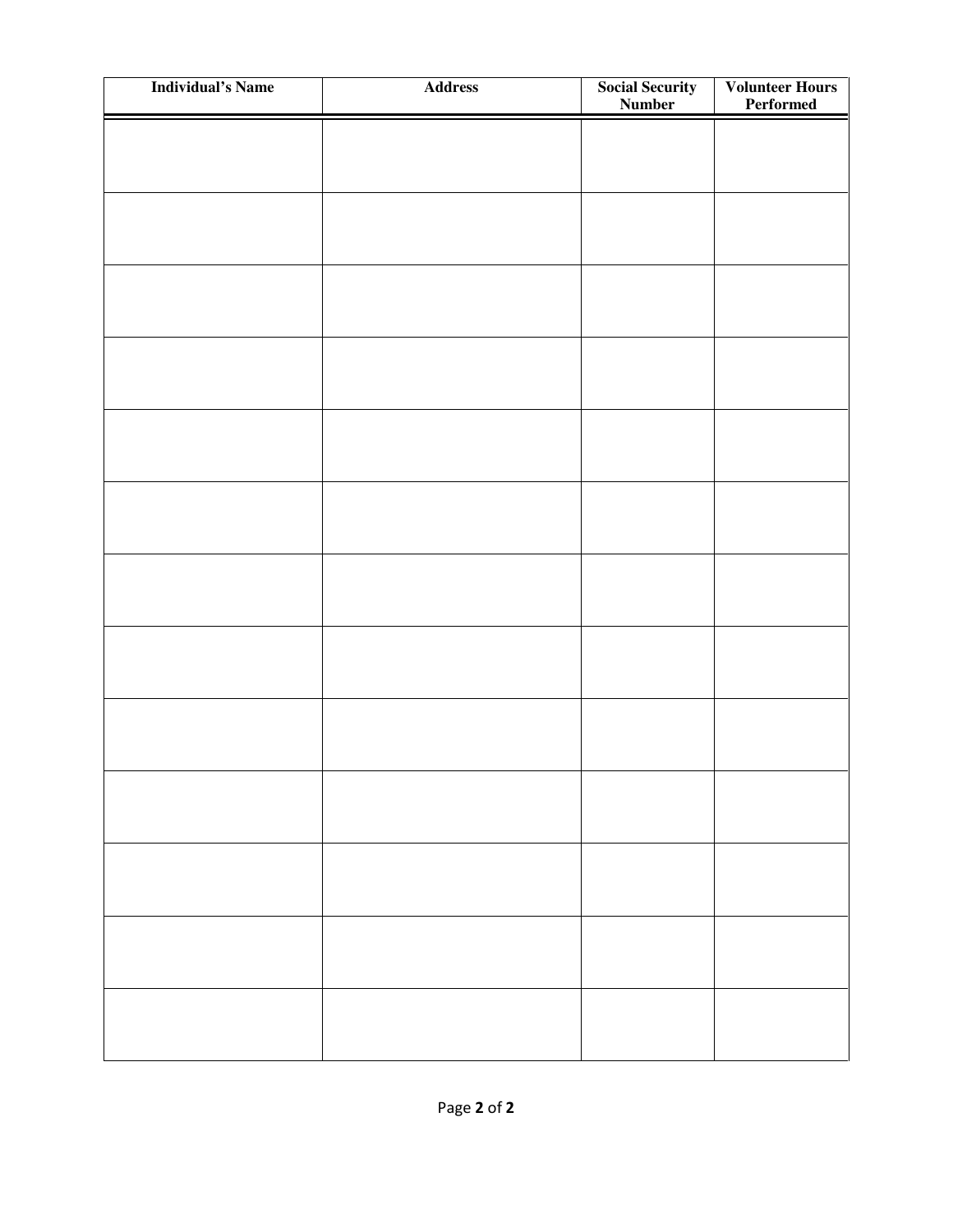| Individual's Name | Address | Social Security Number | Volunteer Hours Performed |
| --- | --- | --- | --- |
| | | | |
| | | | |
| | | | |
| | | | |
| | | | |
| | | | |
| | | | |
| | | | |
| | | | |
| | | | |
| | | | |
| | | | |
| | | | |